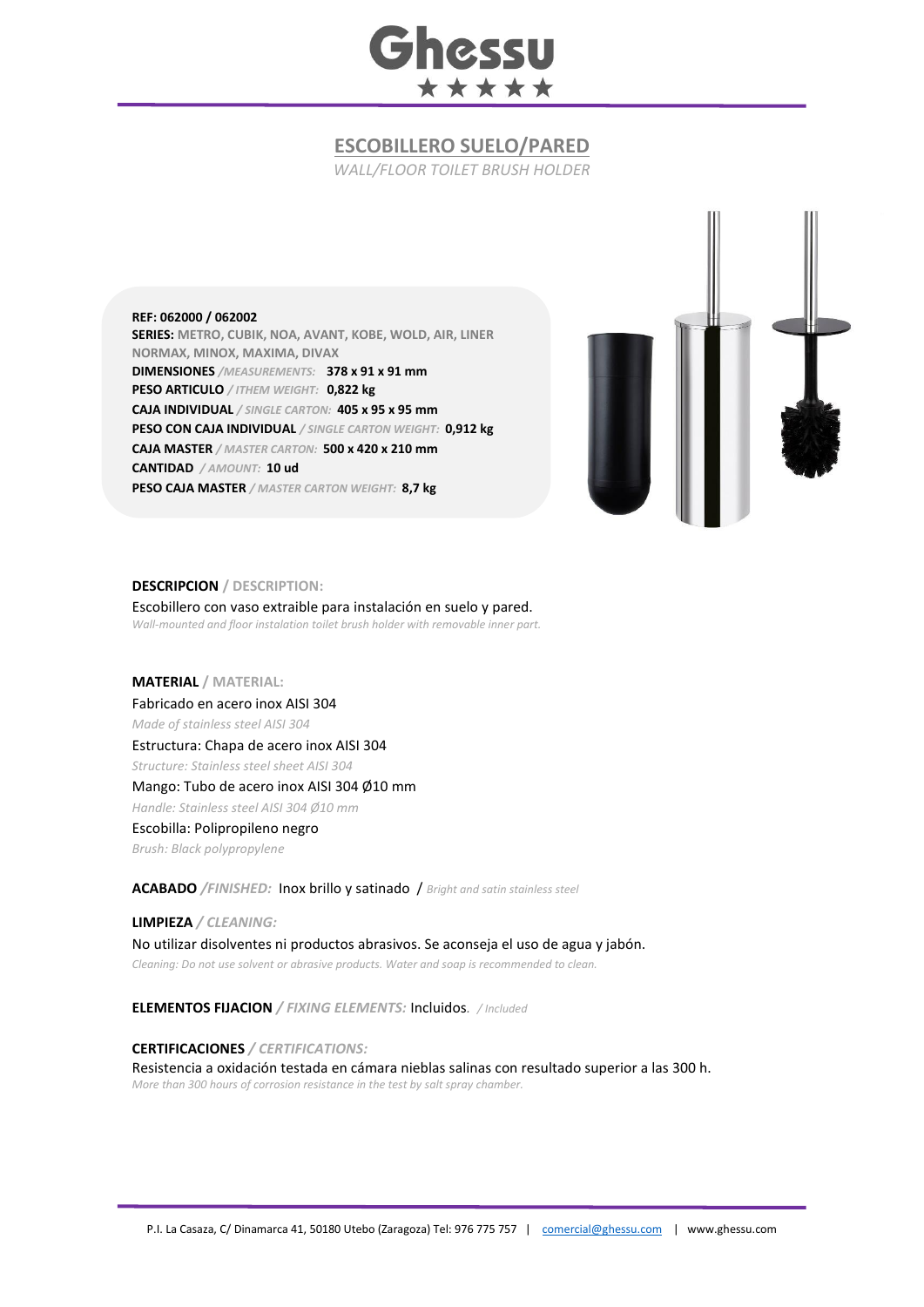# ESCOBILLERO SUELO/PARED

*WALL/FLOOR TOILET BRUSH HOLDER*

**REF: 062000 / 062002**
**SERIES:** METRO, CUBIK, NOA, AVANT, KOBE, WOLD, AIR, LINER NORMAX, MINOX, MAXIMA, DIVAX
**DIMENSIONES** */MEASUREMENTS:* **378 x 91 x 91 mm**
**PESO ARTICULO** */ ITHEM WEIGHT:* **0,822 kg**
**CAJA INDIVIDUAL** */ SINGLE CARTON:* **405 x 95 x 95 mm**
**PESO CON CAJA INDIVIDUAL** */ SINGLE CARTON WEIGHT:* **0,912 kg**
**CAJA MASTER** */ MASTER CARTON:* **500 x 420 x 210 mm**
**CANTIDAD** */ AMOUNT:* **10 ud**
**PESO CAJA MASTER** */ MASTER CARTON WEIGHT:* **8,7 kg**

**DESCRIPCION** / **DESCRIPTION:**

Escobillero con vaso extraible para instalación en suelo y pared.
*Wall-mounted and floor instalation toilet brush holder with removable inner part.*

**MATERIAL** / **MATERIAL:**

Fabricado en acero inox AISI 304
*Made of stainless steel AISI 304*
Estructura: Chapa de acero inox AISI 304
*Structure: Stainless steel sheet AISI 304*
Mango: Tubo de acero inox AISI 304 Ø10 mm
*Handle: Stainless steel AISI 304 Ø10 mm*
Escobilla: Polipropileno negro
*Brush: Black polypropylene*

**ACABADO** */FINISHED:* Inox brillo y satinado / *Bright and satin stainless steel*

**LIMPIEZA** */ CLEANING:*

No utilizar disolventes ni productos abrasivos. Se aconseja el uso de agua y jabón.
*Cleaning: Do not use solvent or abrasive products. Water and soap is recommended to clean.*

**ELEMENTOS FIJACION** */ FIXING ELEMENTS:* Incluidos. */ Included*

**CERTIFICACIONES** */ CERTIFICATIONS:*

Resistencia a oxidación testada en cámara nieblas salinas con resultado superior a las 300 h.
*More than 300 hours of corrosion resistance in the test by salt spray chamber.*

P.I. La Casaza, C/ Dinamarca 41, 50180 Utebo (Zaragoza) Tel: 976 775 757 | comercial@ghessu.com | www.ghessu.com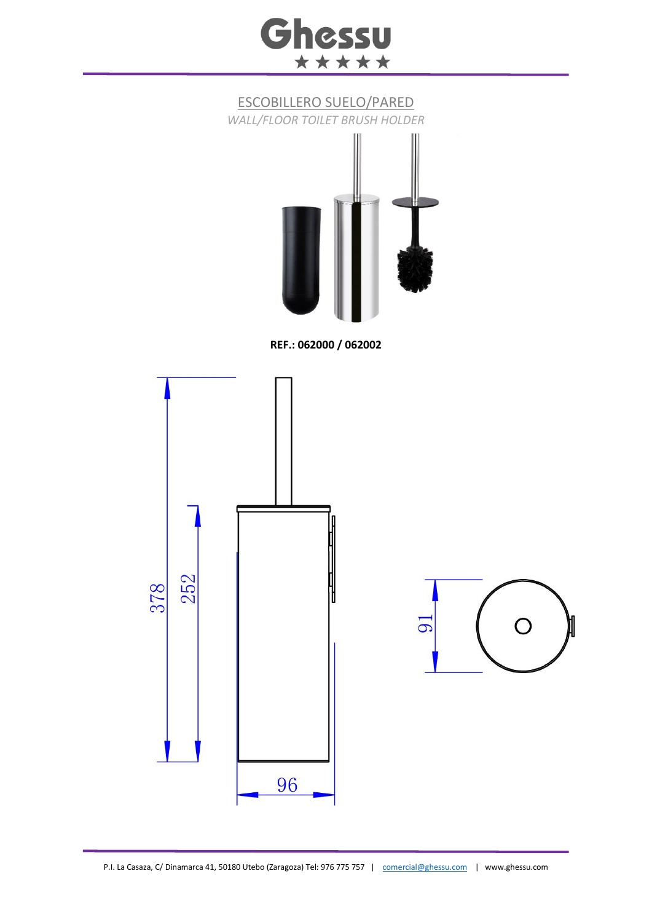# Ghessu

★★★★★

## ESCOBILLERO SUELO/PARED

*WALL/FLOOR TOILET BRUSH HOLDER*

**REF.: 062000 / 062002**

378

252

96

91

P.I. La Casaza, C/ Dinamarca 41, 50180 Utebo (Zaragoza) Tel: 976 775 757 | comercial@ghessu.com | www.ghessu.com